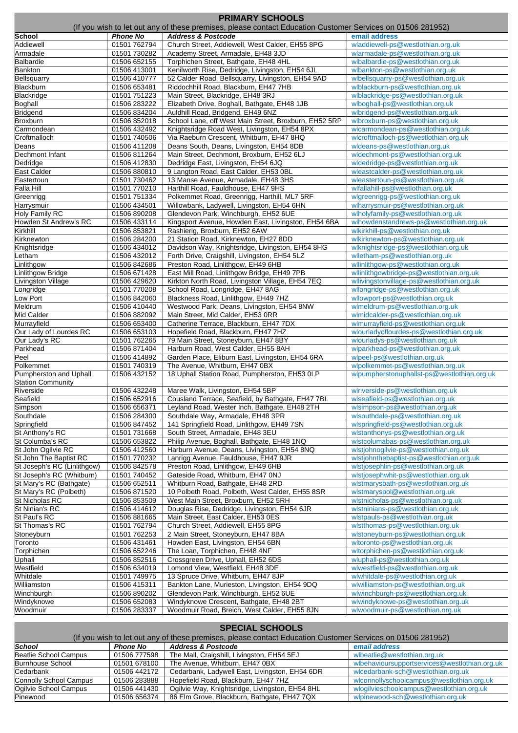## PRIMARY SCHOOLS

(If you wish to let out any of these premises, please contact Education Customer Services on 01506 281952)

| School | Phone No | Address & Postcode | email address |
|---|---|---|---|
| Addiewell | 01501 762794 | Church Street, Addiewell, West Calder, EH55 8PG | wladdiewell-ps@westlothian.org.uk |
| Armadale | 01501 730282 | Academy Street, Armadale, EH48 3JD | wlarmadale-ps@westlothian.org.uk |
| Balbardie | 01506 652155 | Torphichen Street, Bathgate, EH48 4HL | wlbalbardie-ps@westlothian.org.uk |
| Bankton | 01506 413001 | Kenilworth Rise, Dedridge, Livingston, EH54 6JL | wlbankton-ps@westlothian.org.uk |
| Bellsquarry | 01506 410777 | 52 Calder Road, Bellsquarry, Livingston, EH54 9AD | wlbellsquarry-ps@westlothian.org.uk |
| Blackburn | 01506 653481 | Riddochhill Road, Blackburn, EH47 7HB | wlblackburn-ps@westlothian.org.uk |
| Blackridge | 01501 751223 | Main Street, Blackridge, EH48 3RJ | wlblackridge-ps@westlothian.org.uk |
| Boghall | 01506 283222 | Elizabeth Drive, Boghall, Bathgate, EH48 1JB | wlboghall-ps@westlothian.org.uk |
| Bridgend | 01506 834204 | Auldhill Road, Bridgend, EH49 6NZ | wlbridgend-ps@westlothian.org.uk |
| Broxburn | 01506 852018 | School Lane, off West Main Street, Broxburn, EH52 5RP | wlbroxburn-ps@westlothian.org.uk |
| Carmondean | 01506 432492 | Knightsridge Road West, Livingston, EH54 8PX | wlcarmondean-ps@westlothian.org.uk |
| Croftmalloch | 01501 740506 | Via Raeburn Crescent, Whitburn, EH47 8HQ | wlcroftmalloch-ps@westlothian.org.uk |
| Deans | 01506 411208 | Deans South, Deans, Livingston, EH54 8DB | wldeans-ps@westlothian.org.uk |
| Dechmont Infant | 01506 811264 | Main Street, Dechmont, Broxburn, EH52 6LJ | wldechmont-ps@westlothian.org.uk |
| Dedridge | 01506 412830 | Dedridge East, Livingston, EH54 6JQ | wldedridge-ps@westlothian.org.uk |
| East Calder | 01506 880810 | 9 Langton Road, East Calder, EH53 0BL | wleastcalder-ps@westlothian.org.uk |
| Eastertoun | 01501 730462 | 13 Manse Avenue, Armadale, EH48 3HS | wleastertoun-ps@westlothian.org.uk |
| Falla Hill | 01501 770210 | Harthill Road, Fauldhouse, EH47 9HS | wlfallahill-ps@westlothian.org.uk |
| Greenrigg | 01501 751334 | Polkemmet Road, Greenrigg, Harthill, ML7 5RF | wlgreenrigg-ps@westlothian.org.uk |
| Harrysmuir | 01506 434501 | Willowbank, Ladywell, Livingston, EH54 6HN | wlharrysmuir-ps@westlothian.org.uk |
| Holy Family RC | 01506 890208 | Glendevon Park, Winchburgh, EH52 6UE | wlholyfamily-ps@westlothian.org.uk |
| Howden St Andrew's RC | 01506 433114 | Kingsport Avenue, Howden East, Livingston, EH54 6BA | wlhowdenstandrews-ps@westlothian.org.uk |
| Kirkhill | 01506 853821 | Rashierig, Broxburn, EH52 6AW | wlkirkhill-ps@westlothian.org.uk |
| Kirknewton | 01506 284200 | 21 Station Road, Kirknewton, EH27 8DD | wlkirknewton-ps@westlothian.org.uk |
| Knightsridge | 01506 434012 | Davidson Way, Knightsridge, Livingston, EH54 8HG | wlknightsridge-ps@westlothian.org.uk |
| Letham | 01506 432012 | Forth Drive, Craigshill, Livingston, EH54 5LZ | wlletham-ps@westlothian.org.uk |
| Linlithgow | 01506 842686 | Preston Road, Linlithgow, EH49 6HB | wllinlithgow-ps@westlothian.org.uk |
| Linlithgow Bridge | 01506 671428 | East Mill Road, Linlithgow Bridge, EH49 7PB | wllinlithgowbridge-ps@westlothian.org.uk |
| Livingston Village | 01506 429620 | Kirkton North Road, Livingston Village, EH54 7EQ | wllivingstonvillage-ps@westlothian.org.uk |
| Longridge | 01501 770208 | School Road, Longridge, EH47 8AG | wllongridge-ps@westlothian.org.uk |
| Low Port | 01506 842060 | Blackness Road, Linlithgow, EH49 7HZ | wllowport-ps@westlothian.org.uk |
| Meldrum | 01506 410440 | Westwood Park, Deans, Livingston, EH54 8NW | wlmeldrum-ps@westlothian.org.uk |
| Mid Calder | 01506 882092 | Main Street, Mid Calder, EH53 0RR | wlmidcalder-ps@westlothian.org.uk |
| Murrayfield | 01506 653400 | Catherine Terrace, Blackburn, EH47 7DX | wlmurrayfield-ps@westlothian.org.uk |
| Our Lady of Lourdes RC | 01506 653103 | Hopefield Road, Blackburn, EH47 7HZ | wlourladyoflourdes-ps@westlothian.org.uk |
| Our Lady's RC | 01501 762265 | 79 Main Street, Stoneyburn, EH47 8BY | wlourladys-ps@westlothian.org.uk |
| Parkhead | 01506 871404 | Harburn Road, West Calder, EH55 8AH | wlparkhead-ps@westlothian.org.uk |
| Peel | 01506 414892 | Garden Place, Eliburn East, Livingston, EH54 6RA | wlpeel-ps@westlothian.org.uk |
| Polkemmet | 01501 740319 | The Avenue, Whitburn, EH47 0BX | wlpolkemmet-ps@westlothian.org.uk |
| Pumpherston and Uphall Station Community | 01506 432152 | 18 Uphall Station Road, Pumpherston, EH53 0LP | wlpumpherstonuphallst-ps@westlothian.org.uk |
| Riverside | 01506 432248 | Maree Walk, Livingston, EH54 5BP | wlriverside-ps@westlothian.org.uk |
| Seafield | 01506 652916 | Cousland Terrace, Seafield, by Bathgate, EH47 7BL | wlseafield-ps@westlothian.org.uk |
| Simpson | 01506 656371 | Leyland Road, Wester Inch, Bathgate, EH48 2TH | wlsimpson-ps@westlothian.org.uk |
| Southdale | 01506 284300 | Southdale Way, Armadale, EH48 3PR | wlsouthdale-ps@westlothian.org.uk |
| Springfield | 01506 847452 | 141 Springfield Road, Linlithgow, EH49 7SN | wlspringfield-ps@westlothian.org.uk |
| St Anthony's RC | 01501 731668 | South Street, Armadale, EH48 3EU | wlstanthonys-ps@westlothian.org.uk |
| St Columba's RC | 01506 653822 | Philip Avenue, Boghall, Bathgate, EH48 1NQ | wlstcolumbas-ps@westlothian.org.uk |
| St John Ogilvie RC | 01506 412560 | Harburn Avenue, Deans, Livingston, EH54 8NQ | wlstjohnogilvie-ps@westlothian.org.uk |
| St John The Baptist RC | 01501 770232 | Lanrigg Avenue, Fauldhouse, EH47 9JR | wlstjohnthebaptist-ps@westlothian.org.uk |
| St Joseph's RC (Linlithgow) | 01506 842578 | Preston Road, Linlithgow, EH49 6HB | wlstjosephlin-ps@westlothian.org.uk |
| St Joseph's RC (Whitburn) | 01501 740452 | Gateside Road, Whitburn, EH47 0NJ | wlstjosephwhit-ps@westlothian.org.uk |
| St Mary's RC (Bathgate) | 01506 652511 | Whitburn Road, Bathgate, EH48 2RD | wlstmarysbath-ps@westlothian.org.uk |
| St Mary's RC (Polbeth) | 01506 871520 | 10 Polbeth Road, Polbeth, West Calder, EH55 8SR | wlstmaryspol@westlothian.org.uk |
| St Nicholas RC | 01506 853509 | West Main Street, Broxburn, EH52 5RH | wlstnicholas-ps@westlothian.org.uk |
| St Ninian's RC | 01506 414612 | Douglas Rise, Dedridge, Livingston, EH54 6JR | wlstninians-ps@westlothian.org.uk |
| St Paul's RC | 01506 881665 | Main Street, East Calder, EH53 0ES | wlstpauls-ps@westlothian.org.uk |
| St Thomas's RC | 01501 762794 | Church Street, Addiewell, EH55 8PG | wlstthomas-ps@westlothian.org.uk |
| Stoneyburn | 01501 762253 | 2 Main Street, Stoneyburn, EH47 8BA | wlstoneyburn-ps@westlothian.org.uk |
| Toronto | 01506 431461 | Howden East, Livingston, EH54 6BN | wltoronto-ps@westlothian.org.uk |
| Torphichen | 01506 652246 | The Loan, Torphichen, EH48 4NF | wltorphichen-ps@westlothian.org.uk |
| Uphall | 01506 852516 | Crossgreen Drive, Uphall, EH52 6DS | wluphall-ps@westlothian.org.uk |
| Westfield | 01506 634019 | Lomond View, Westfield, EH48 3DE | wlwestfield-ps@westlothian.org.uk |
| Whitdale | 01501 749975 | 13 Spruce Drive, Whitburn, EH47 8JP | wlwhitdale-ps@westlothian.org.uk |
| Williamston | 01506 415311 | Bankton Lane, Murieston, Livingston, EH54 9DQ | wlwilliamston-ps@westlothian.org.uk |
| Winchburgh | 01506 890202 | Glendevon Park, Winchburgh, EH52 6UE | wlwinchburgh-ps@westlothian.org.uk |
| Windyknowe | 01506 652083 | Windyknowe Crescent, Bathgate, EH48 2BT | wlwindyknowe-ps@westlothian.org.uk |
| Woodmuir | 01506 283337 | Woodmuir Road, Breich, West Calder, EH55 8JN | wlwoodmuir-ps@westlothian.org.uk |

## SPECIAL SCHOOLS

(If you wish to let out any of these premises, please contact Education Customer Services on 01506 281952)

| School | Phone No | Address & Postcode | email address |
|---|---|---|---|
| Beatlie School Campus | 01506 777598 | The Mall, Craigshill, Livingston, EH54 5EJ | wlbeatlie@westlothian.org.uk |
| Burnhouse School | 01501 678100 | The Avenue, Whitburn, EH47 0BX | wlbehavioursupportservices@westlothian.org.uk |
| Cedarbank | 01506 442172 | Cedarbank, Ladywell East, Livingston, EH54 6DR | wlcedarbank-sch@westlothian.org.uk |
| Connolly School Campus | 01506 283888 | Hopefield Road, Blackburn, EH47 7HZ | wlconnollyschoolcampus@westlothian.org.uk |
| Ogilvie School Campus | 01506 441430 | Ogilvie Way, Knightsridge, Livingston, EH54 8HL | wlogilvieschoolcampus@westlothian.org.uk |
| Pinewood | 01506 656374 | 86 Elm Grove, Blackburn, Bathgate, EH47 7QX | wlpinewood-sch@westlothian.org.uk |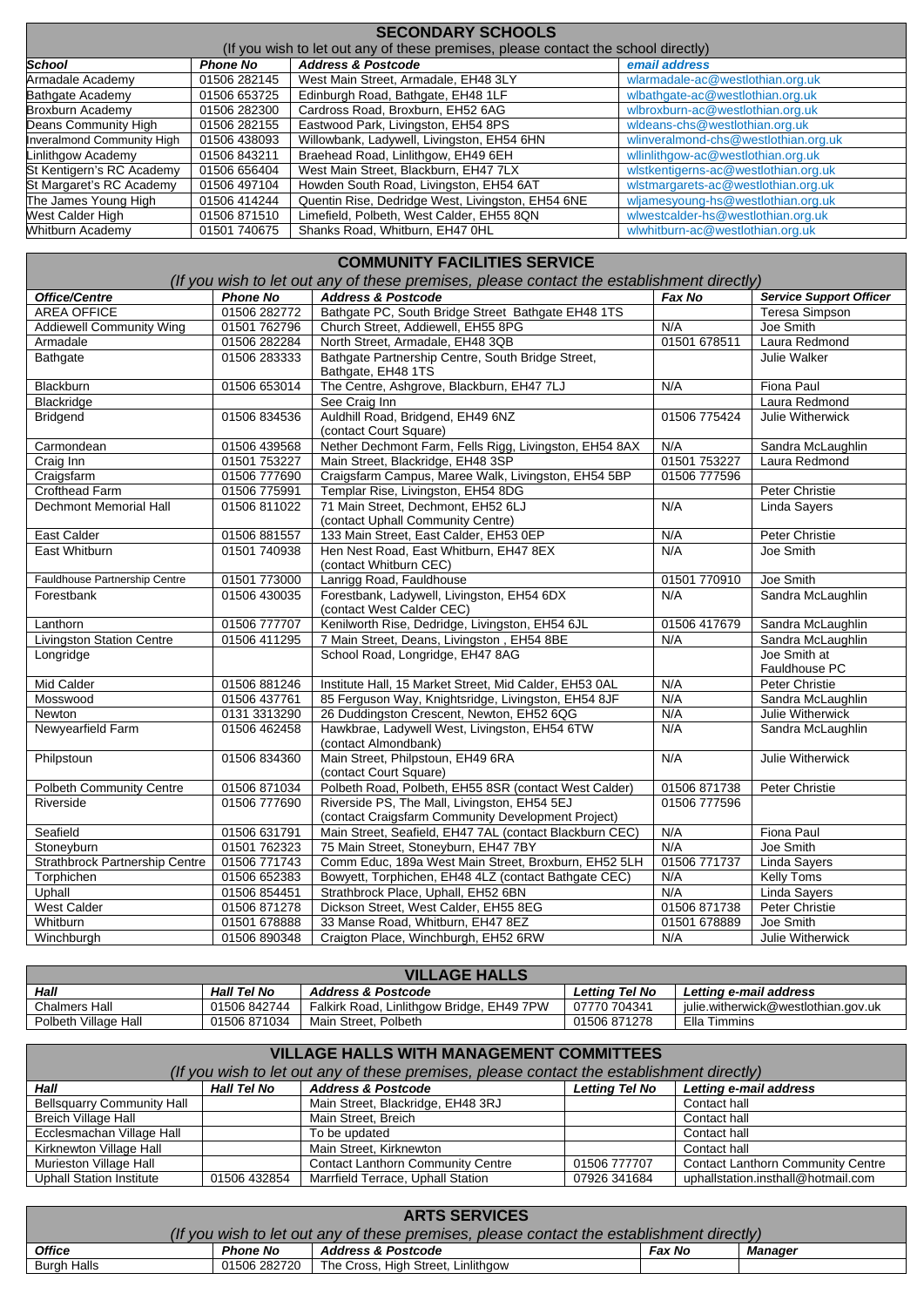## SECONDARY SCHOOLS

(If you wish to let out any of these premises, please contact the school directly)

| *School* | *Phone No* | *Address & Postcode* | *email address* |
|---|---|---|---|
| Armadale Academy | 01506 282145 | West Main Street, Armadale, EH48 3LY | wlarmadale-ac@westlothian.org.uk |
| Bathgate Academy | 01506 653725 | Edinburgh Road, Bathgate, EH48 1LF | wlbathgate-ac@westlothian.org.uk |
| Broxburn Academy | 01506 282300 | Cardross Road, Broxburn, EH52 6AG | wlbroxburn-ac@westlothian.org.uk |
| Deans Community High | 01506 282155 | Eastwood Park, Livingston, EH54 8PS | wldeans-chs@westlothian.org.uk |
| Inveralmond Community High | 01506 438093 | Willowbank, Ladywell, Livingston, EH54 6HN | wlinveralmond-chs@westlothian.org.uk |
| Linlithgow Academy | 01506 843211 | Braehead Road, Linlithgow, EH49 6EH | wllinlithgow-ac@westlothian.org.uk |
| St Kentigern's RC Academy | 01506 656404 | West Main Street, Blackburn, EH47 7LX | wlstkentigerns-ac@westlothian.org.uk |
| St Margaret's RC Academy | 01506 497104 | Howden South Road, Livingston, EH54 6AT | wlstmargarets-ac@westlothian.org.uk |
| The James Young High | 01506 414244 | Quentin Rise, Dedridge West, Livingston, EH54 6NE | wljamesyoung-hs@westlothian.org.uk |
| West Calder High | 01506 871510 | Limefield, Polbeth, West Calder, EH55 8QN | wlwestcalder-hs@westlothian.org.uk |
| Whitburn Academy | 01501 740675 | Shanks Road, Whitburn, EH47 0HL | wlwhitburn-ac@westlothian.org.uk |

## COMMUNITY FACILITIES SERVICE

*(If you wish to let out any of these premises, please contact the establishment directly)*

| *Office/Centre* | *Phone No* | *Address & Postcode* | *Fax No* | *Service Support Officer* |
|---|---|---|---|---|
| AREA OFFICE | 01506 282772 | Bathgate PC, South Bridge Street Bathgate EH48 1TS | | Teresa Simpson |
| Addiewell Community Wing | 01501 762796 | Church Street, Addiewell, EH55 8PG | N/A | Joe Smith |
| Armadale | 01506 282284 | North Street, Armadale, EH48 3QB | 01501 678511 | Laura Redmond |
| Bathgate | 01506 283333 | Bathgate Partnership Centre, South Bridge Street, Bathgate, EH48 1TS | | Julie Walker |
| Blackburn | 01506 653014 | The Centre, Ashgrove, Blackburn, EH47 7LJ | N/A | Fiona Paul |
| Blackridge | | See Craig Inn | | Laura Redmond |
| Bridgend | 01506 834536 | Auldhill Road, Bridgend, EH49 6NZ (contact Court Square) | 01506 775424 | Julie Witherwick |
| Carmondean | 01506 439568 | Nether Dechmont Farm, Fells Rigg, Livingston, EH54 8AX | N/A | Sandra McLaughlin |
| Craig Inn | 01501 753227 | Main Street, Blackridge, EH48 3SP | 01501 753227 | Laura Redmond |
| Craigsfarm | 01506 777690 | Craigsfarm Campus, Maree Walk, Livingston, EH54 5BP | 01506 777596 | |
| Crofthead Farm | 01506 775991 | Templar Rise, Livingston, EH54 8DG | | Peter Christie |
| Dechmont Memorial Hall | 01506 811022 | 71 Main Street, Dechmont, EH52 6LJ (contact Uphall Community Centre) | N/A | Linda Sayers |
| East Calder | 01506 881557 | 133 Main Street, East Calder, EH53 0EP | N/A | Peter Christie |
| East Whitburn | 01501 740938 | Hen Nest Road, East Whitburn, EH47 8EX (contact Whitburn CEC) | N/A | Joe Smith |
| Fauldhouse Partnership Centre | 01501 773000 | Lanrigg Road, Fauldhouse | 01501 770910 | Joe Smith |
| Forestbank | 01506 430035 | Forestbank, Ladywell, Livingston, EH54 6DX (contact West Calder CEC) | N/A | Sandra McLaughlin |
| Lanthorn | 01506 777707 | Kenilworth Rise, Dedridge, Livingston, EH54 6JL | 01506 417679 | Sandra McLaughlin |
| Livingston Station Centre | 01506 411295 | 7 Main Street, Deans, Livingston , EH54 8BE | N/A | Sandra McLaughlin |
| Longridge | | School Road, Longridge, EH47 8AG | | Joe Smith at Fauldhouse PC |
| Mid Calder | 01506 881246 | Institute Hall, 15 Market Street, Mid Calder, EH53 0AL | N/A | Peter Christie |
| Mosswood | 01506 437761 | 85 Ferguson Way, Knightsridge, Livingston, EH54 8JF | N/A | Sandra McLaughlin |
| Newton | 0131 3313290 | 26 Duddingston Crescent, Newton, EH52 6QG | N/A | Julie Witherwick |
| Newyearfield Farm | 01506 462458 | Hawkbrae, Ladywell West, Livingston, EH54 6TW (contact Almondbank) | N/A | Sandra McLaughlin |
| Philpstoun | 01506 834360 | Main Street, Philpstoun, EH49 6RA (contact Court Square) | N/A | Julie Witherwick |
| Polbeth Community Centre | 01506 871034 | Polbeth Road, Polbeth, EH55 8SR (contact West Calder) | 01506 871738 | Peter Christie |
| Riverside | 01506 777690 | Riverside PS, The Mall, Livingston, EH54 5EJ (contact Craigsfarm Community Development Project) | 01506 777596 | |
| Seafield | 01506 631791 | Main Street, Seafield, EH47 7AL (contact Blackburn CEC) | N/A | Fiona Paul |
| Stoneyburn | 01501 762323 | 75 Main Street, Stoneyburn, EH47 7BY | N/A | Joe Smith |
| Strathbrock Partnership Centre | 01506 771743 | Comm Educ, 189a West Main Street, Broxburn, EH52 5LH | 01506 771737 | Linda Sayers |
| Torphichen | 01506 652383 | Bowyett, Torphichen, EH48 4LZ (contact Bathgate CEC) | N/A | Kelly Toms |
| Uphall | 01506 854451 | Strathbrock Place, Uphall, EH52 6BN | N/A | Linda Sayers |
| West Calder | 01506 871278 | Dickson Street, West Calder, EH55 8EG | 01506 871738 | Peter Christie |
| Whitburn | 01501 678888 | 33 Manse Road, Whitburn, EH47 8EZ | 01501 678889 | Joe Smith |
| Winchburgh | 01506 890348 | Craigton Place, Winchburgh, EH52 6RW | N/A | Julie Witherwick |

## VILLAGE HALLS

| *Hall* | *Hall Tel No* | *Address & Postcode* | *Letting Tel No* | *Letting e-mail address* |
|---|---|---|---|---|
| Chalmers Hall | 01506 842744 | Falkirk Road, Linlithgow Bridge, EH49 7PW | 07770 704341 | julie.witherwick@westlothian.gov.uk |
| Polbeth Village Hall | 01506 871034 | Main Street, Polbeth | 01506 871278 | Ella Timmins |

## VILLAGE HALLS WITH MANAGEMENT COMMITTEES

*(If you wish to let out any of these premises, please contact the establishment directly)*

| *Hall* | *Hall Tel No* | *Address & Postcode* | *Letting Tel No* | *Letting e-mail address* |
|---|---|---|---|---|
| Bellsquarry Community Hall | | Main Street, Blackridge, EH48 3RJ | | Contact hall |
| Breich Village Hall | | Main Street, Breich | | Contact hall |
| Ecclesmachan Village Hall | | To be updated | | Contact hall |
| Kirknewton Village Hall | | Main Street, Kirknewton | | Contact hall |
| Murieston Village Hall | | Contact Lanthorn Community Centre | 01506 777707 | Contact Lanthorn Community Centre |
| Uphall Station Institute | 01506 432854 | Marrfield Terrace, Uphall Station | 07926 341684 | uphallstation.insthall@hotmail.com |

## ARTS SERVICES

*(If you wish to let out any of these premises, please contact the establishment directly)*

| *Office* | *Phone No* | *Address & Postcode* | *Fax No* | *Manager* |
|---|---|---|---|---|
| Burgh Halls | 01506 282720 | The Cross, High Street, Linlithgow | | |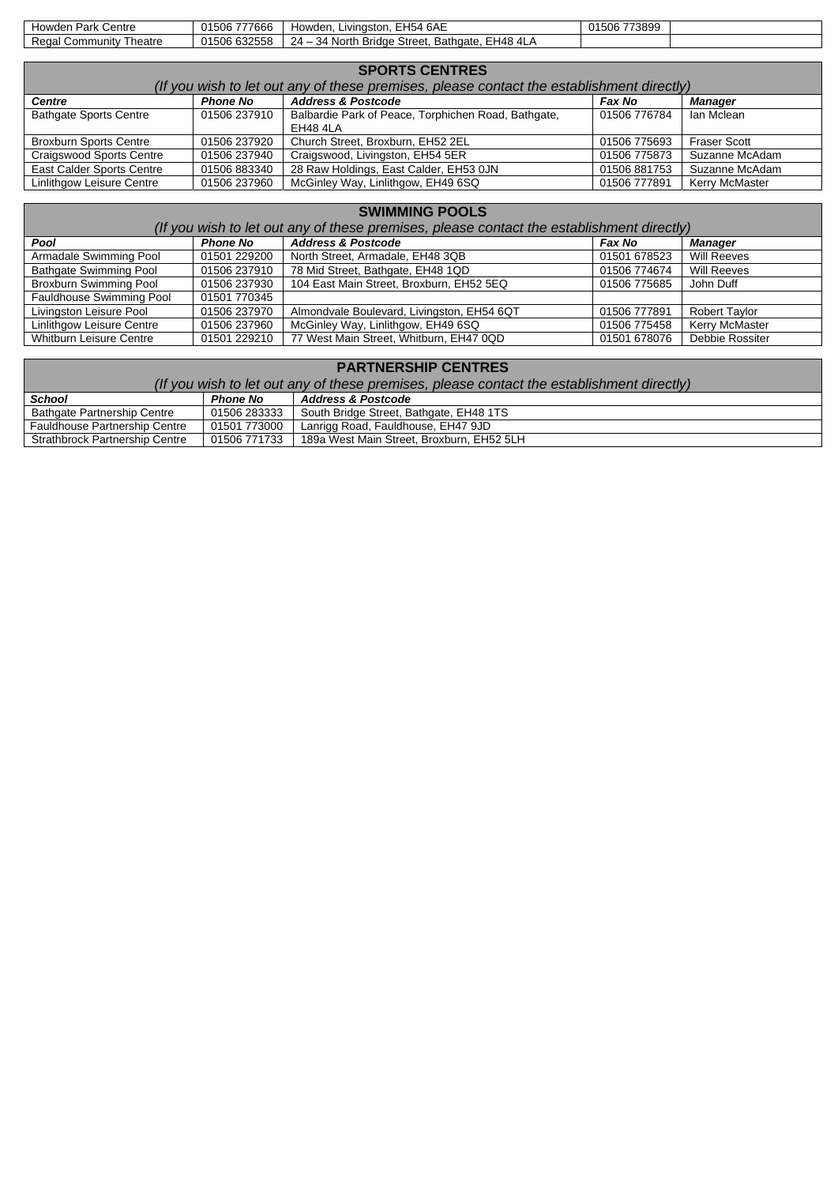| | | | | |
|---|---|---|---|---|
| Howden Park Centre | 01506 777666 | Howden, Livingston, EH54 6AE | 01506 773899 | |
| Regal Community Theatre | 01506 632558 | 24 – 34 North Bridge Street, Bathgate, EH48 4LA | | |

## SPORTS CENTRES

*(If you wish to let out any of these premises, please contact the establishment directly)*

| *Centre* | *Phone No* | *Address & Postcode* | *Fax No* | *Manager* |
|---|---|---|---|---|
| Bathgate Sports Centre | 01506 237910 | Balbardie Park of Peace, Torphichen Road, Bathgate, EH48 4LA | 01506 776784 | Ian Mclean |
| Broxburn Sports Centre | 01506 237920 | Church Street, Broxburn, EH52 2EL | 01506 775693 | Fraser Scott |
| Craigswood Sports Centre | 01506 237940 | Craigswood, Livingston, EH54 5ER | 01506 775873 | Suzanne McAdam |
| East Calder Sports Centre | 01506 883340 | 28 Raw Holdings, East Calder, EH53 0JN | 01506 881753 | Suzanne McAdam |
| Linlithgow Leisure Centre | 01506 237960 | McGinley Way, Linlithgow, EH49 6SQ | 01506 777891 | Kerry McMaster |

## SWIMMING POOLS

*(If you wish to let out any of these premises, please contact the establishment directly)*

| *Pool* | *Phone No* | *Address & Postcode* | *Fax No* | *Manager* |
|---|---|---|---|---|
| Armadale Swimming Pool | 01501 229200 | North Street, Armadale, EH48 3QB | 01501 678523 | Will Reeves |
| Bathgate Swimming Pool | 01506 237910 | 78 Mid Street, Bathgate, EH48 1QD | 01506 774674 | Will Reeves |
| Broxburn Swimming Pool | 01506 237930 | 104 East Main Street, Broxburn, EH52 5EQ | 01506 775685 | John Duff |
| Fauldhouse Swimming Pool | 01501 770345 | | | |
| Livingston Leisure Pool | 01506 237970 | Almondvale Boulevard, Livingston, EH54 6QT | 01506 777891 | Robert Taylor |
| Linlithgow Leisure Centre | 01506 237960 | McGinley Way, Linlithgow, EH49 6SQ | 01506 775458 | Kerry McMaster |
| Whitburn Leisure Centre | 01501 229210 | 77 West Main Street, Whitburn, EH47 0QD | 01501 678076 | Debbie Rossiter |

## PARTNERSHIP CENTRES

*(If you wish to let out any of these premises, please contact the establishment directly)*

| *School* | *Phone No* | *Address & Postcode* |
|---|---|---|
| Bathgate Partnership Centre | 01506 283333 | South Bridge Street, Bathgate, EH48 1TS |
| Fauldhouse Partnership Centre | 01501 773000 | Lanrigg Road, Fauldhouse, EH47 9JD |
| Strathbrock Partnership Centre | 01506 771733 | 189a West Main Street, Broxburn, EH52 5LH |